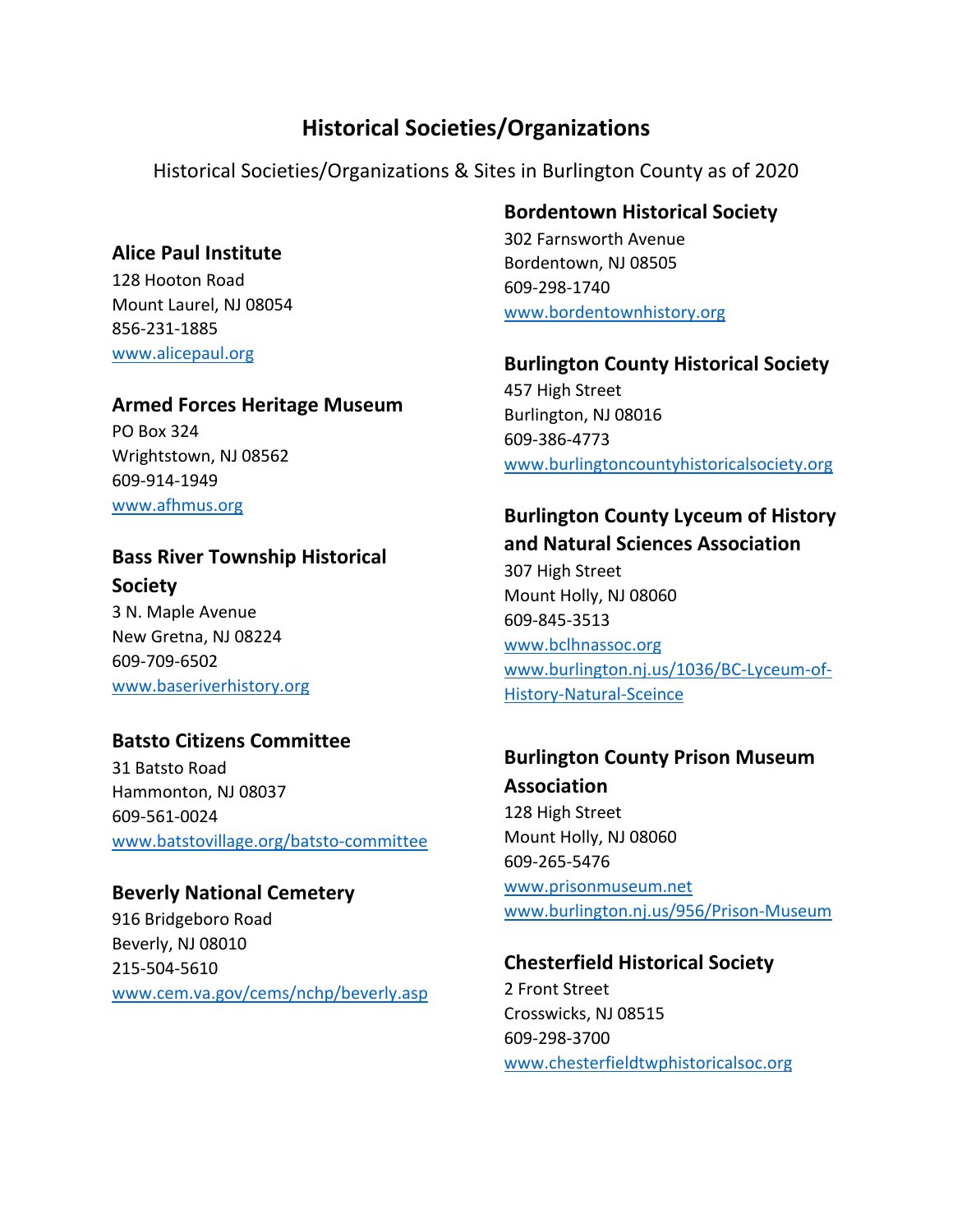# Historical Societies/Organizations

Historical Societies/Organizations & Sites in Burlington County as of 2020

### Alice Paul Institute

128 Hooton Road
Mount Laurel, NJ 08054
856-231-1885
www.alicepaul.org

### Armed Forces Heritage Museum

PO Box 324
Wrightstown, NJ 08562
609-914-1949
www.afhmus.org

### Bass River Township Historical Society

3 N. Maple Avenue
New Gretna, NJ 08224
609-709-6502
www.baseriverhistory.org

### Batsto Citizens Committee

31 Batsto Road
Hammonton, NJ 08037
609-561-0024
www.batstovillage.org/batsto-committee

### Beverly National Cemetery

916 Bridgeboro Road
Beverly, NJ 08010
215-504-5610
www.cem.va.gov/cems/nchp/beverly.asp

### Bordentown Historical Society

302 Farnsworth Avenue
Bordentown, NJ 08505
609-298-1740
www.bordentownhistory.org

### Burlington County Historical Society

457 High Street
Burlington, NJ 08016
609-386-4773
www.burlingtoncountyhistoricalsociety.org

### Burlington County Lyceum of History and Natural Sciences Association

307 High Street
Mount Holly, NJ 08060
609-845-3513
www.bclhnassoc.org
www.burlington.nj.us/1036/BC-Lyceum-of-History-Natural-Sceince

### Burlington County Prison Museum Association

128 High Street
Mount Holly, NJ 08060
609-265-5476
www.prisonmuseum.net
www.burlington.nj.us/956/Prison-Museum

### Chesterfield Historical Society

2 Front Street
Crosswicks, NJ 08515
609-298-3700
www.chesterfieldtwphistoricalsoc.org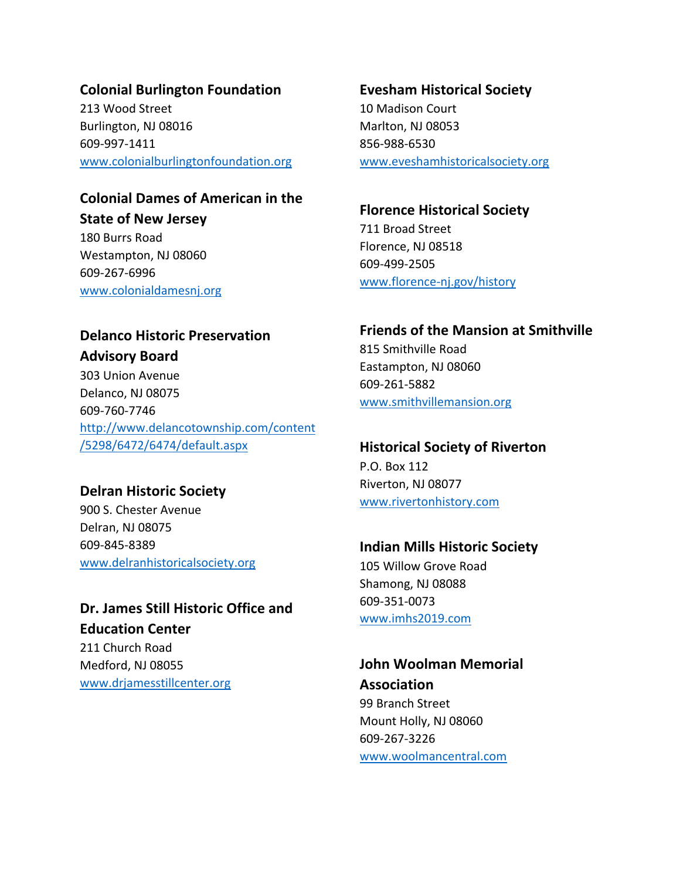**Colonial Burlington Foundation**
213 Wood Street
Burlington, NJ 08016
609-997-1411
www.colonialburlingtonfoundation.org

**Colonial Dames of American in the State of New Jersey**
180 Burrs Road
Westampton, NJ 08060
609-267-6996
www.colonialdamesnj.org

**Delanco Historic Preservation Advisory Board**
303 Union Avenue
Delanco, NJ 08075
609-760-7746
http://www.delancotownship.com/content/5298/6472/6474/default.aspx

**Delran Historic Society**
900 S. Chester Avenue
Delran, NJ 08075
609-845-8389
www.delranhistoricalsociety.org

**Dr. James Still Historic Office and Education Center**
211 Church Road
Medford, NJ 08055
www.drjamesstillcenter.org

**Evesham Historical Society**
10 Madison Court
Marlton, NJ 08053
856-988-6530
www.eveshamhistoricalsociety.org

**Florence Historical Society**
711 Broad Street
Florence, NJ 08518
609-499-2505
www.florence-nj.gov/history

**Friends of the Mansion at Smithville**
815 Smithville Road
Eastampton, NJ 08060
609-261-5882
www.smithvillemansion.org

**Historical Society of Riverton**
P.O. Box 112
Riverton, NJ 08077
www.rivertonhistory.com

**Indian Mills Historic Society**
105 Willow Grove Road
Shamong, NJ 08088
609-351-0073
www.imhs2019.com

**John Woolman Memorial Association**
99 Branch Street
Mount Holly, NJ 08060
609-267-3226
www.woolmancentral.com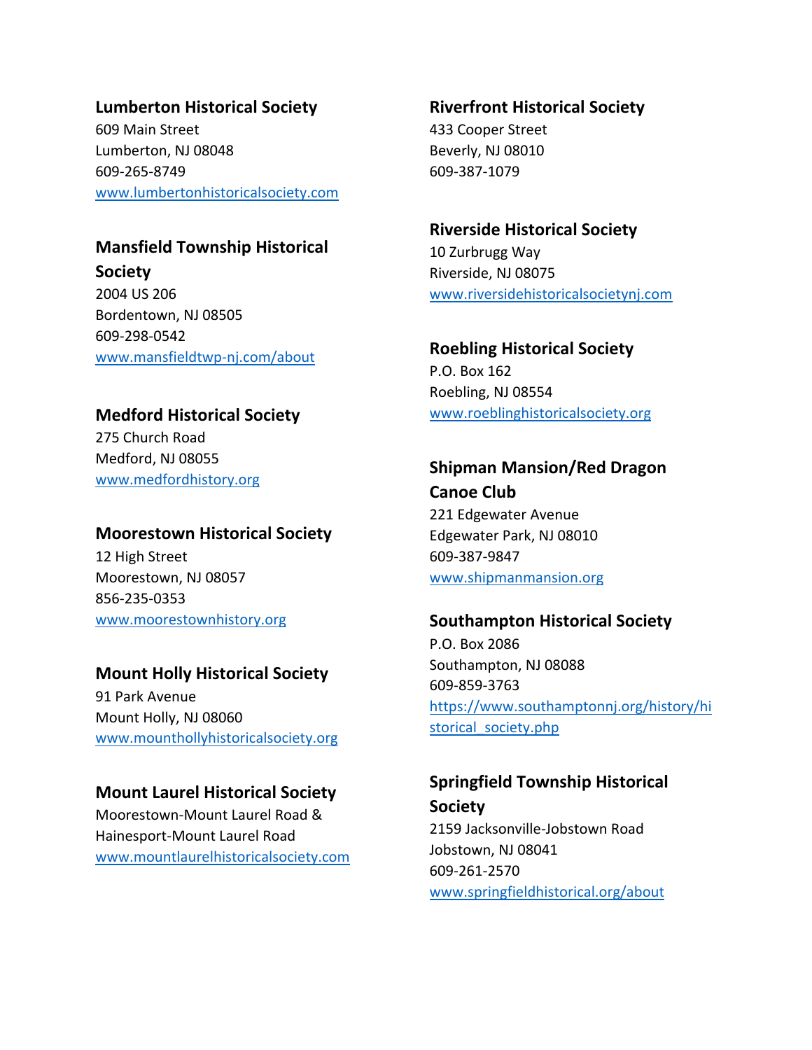**Lumberton Historical Society**
609 Main Street
Lumberton, NJ 08048
609-265-8749
www.lumbertonhistoricalsociety.com

**Mansfield Township Historical Society**
2004 US 206
Bordentown, NJ 08505
609-298-0542
www.mansfieldtwp-nj.com/about

**Medford Historical Society**
275 Church Road
Medford, NJ 08055
www.medfordhistory.org

**Moorestown Historical Society**
12 High Street
Moorestown, NJ 08057
856-235-0353
www.moorestownhistory.org

**Mount Holly Historical Society**
91 Park Avenue
Mount Holly, NJ 08060
www.mounthollyhistoricalsociety.org

**Mount Laurel Historical Society**
Moorestown-Mount Laurel Road & Hainesport-Mount Laurel Road
www.mountlaurelhistoricalsociety.com

**Riverfront Historical Society**
433 Cooper Street
Beverly, NJ 08010
609-387-1079

**Riverside Historical Society**
10 Zurbrugg Way
Riverside, NJ 08075
www.riversidehistoricalsocietynj.com

**Roebling Historical Society**
P.O. Box 162
Roebling, NJ 08554
www.roeblinghistoricalsociety.org

**Shipman Mansion/Red Dragon Canoe Club**
221 Edgewater Avenue
Edgewater Park, NJ 08010
609-387-9847
www.shipmanmansion.org

**Southampton Historical Society**
P.O. Box 2086
Southampton, NJ 08088
609-859-3763
https://www.southamptonnj.org/history/historical_society.php

**Springfield Township Historical Society**
2159 Jacksonville-Jobstown Road
Jobstown, NJ 08041
609-261-2570
www.springfieldhistorical.org/about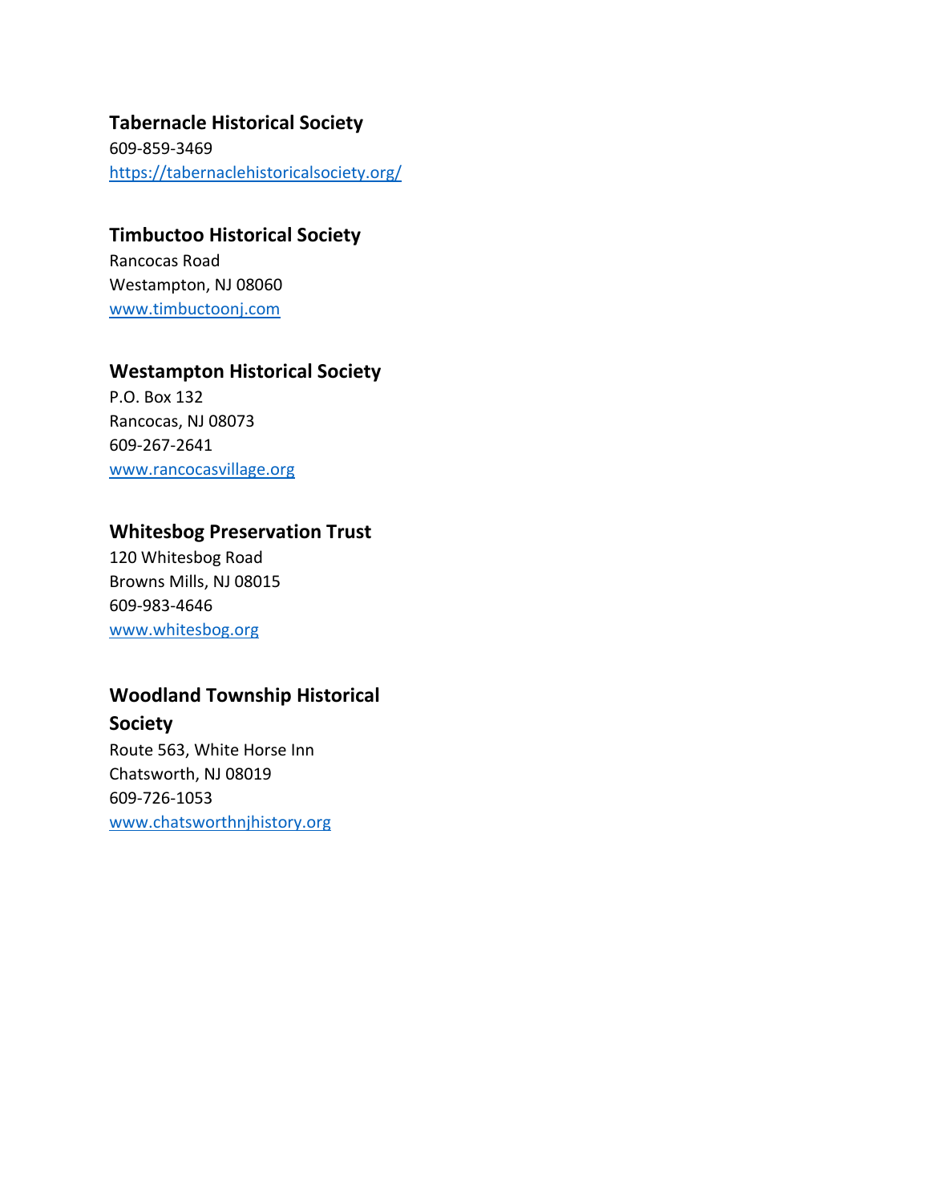**Tabernacle Historical Society**
609-859-3469
https://tabernaclehistoricalsociety.org/

**Timbuctoo Historical Society**
Rancocas Road
Westampton, NJ 08060
www.timbuctoonj.com

**Westampton Historical Society**
P.O. Box 132
Rancocas, NJ 08073
609-267-2641
www.rancocasvillage.org

**Whitesbog Preservation Trust**
120 Whitesbog Road
Browns Mills, NJ 08015
609-983-4646
www.whitesbog.org

**Woodland Township Historical Society**
Route 563, White Horse Inn
Chatsworth, NJ 08019
609-726-1053
www.chatsworthnjhistory.org